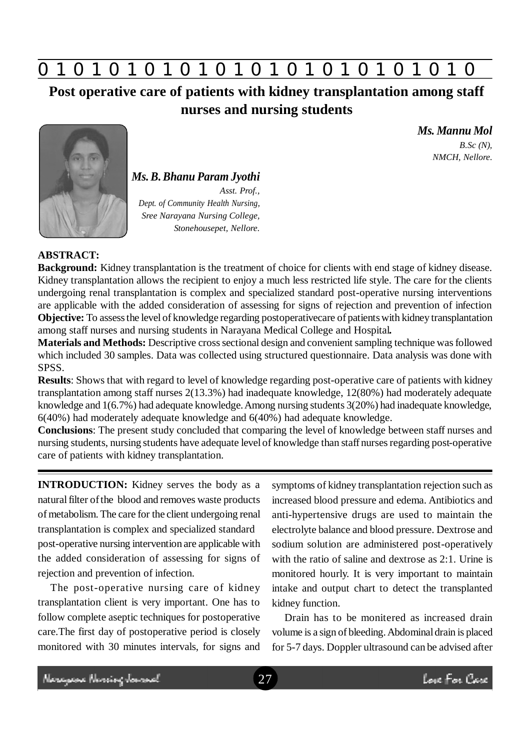# Post operative care of patients with kidney transplantation among staff nurses and nursing students

***Ms. Mannu Mol***
*B.Sc (N),*
*NMCH, Nellore.*

***Ms. B. Bhanu Param Jyothi***
*Asst. Prof.,*
*Dept. of Community Health Nursing,*
*Sree Narayana Nursing College,*
*Stonehousepet, Nellore.*

**ABSTRACT:**

**Background:** Kidney transplantation is the treatment of choice for clients with end stage of kidney disease. Kidney transplantation allows the recipient to enjoy a much less restricted life style. The care for the clients undergoing renal transplantation is complex and specialized standard post-operative nursing interventions are applicable with the added consideration of assessing for signs of rejection and prevention of infection

**Objective:** To assess the level of knowledge regarding postoperativecare of patients with kidney transplantation among staff nurses and nursing students in Narayana Medical College and Hospital**.**

**Materials and Methods:** Descriptive cross sectional design and convenient sampling technique was followed which included 30 samples. Data was collected using structured questionnaire. Data analysis was done with SPSS.

**Results**: Shows that with regard to level of knowledge regarding post-operative care of patients with kidney transplantation among staff nurses 2(13.3%) had inadequate knowledge, 12(80%) had moderately adequate knowledge and 1(6.7%) had adequate knowledge. Among nursing students 3(20%) had inadequate knowledge, 6(40%) had moderately adequate knowledge and 6(40%) had adequate knowledge.

**Conclusions**: The present study concluded that comparing the level of knowledge between staff nurses and nursing students, nursing students have adequate level of knowledge than staff nurses regarding post-operative care of patients with kidney transplantation.

**INTRODUCTION:** Kidney serves the body as a natural filter of the blood and removes waste products of metabolism. The care for the client undergoing renal transplantation is complex and specialized standard post-operative nursing intervention are applicable with the added consideration of assessing for signs of rejection and prevention of infection.

The post-operative nursing care of kidney transplantation client is very important. One has to follow complete aseptic techniques for postoperative care.The first day of postoperative period is closely monitored with 30 minutes intervals, for signs and symptoms of kidney transplantation rejection such as increased blood pressure and edema. Antibiotics and anti-hypertensive drugs are used to maintain the electrolyte balance and blood pressure. Dextrose and sodium solution are administered post-operatively with the ratio of saline and dextrose as 2:1. Urine is monitored hourly. It is very important to maintain intake and output chart to detect the transplanted kidney function.

Drain has to be monitered as increased drain volume is a sign of bleeding. Abdominal drain is placed for 5-7 days. Doppler ultrasound can be advised after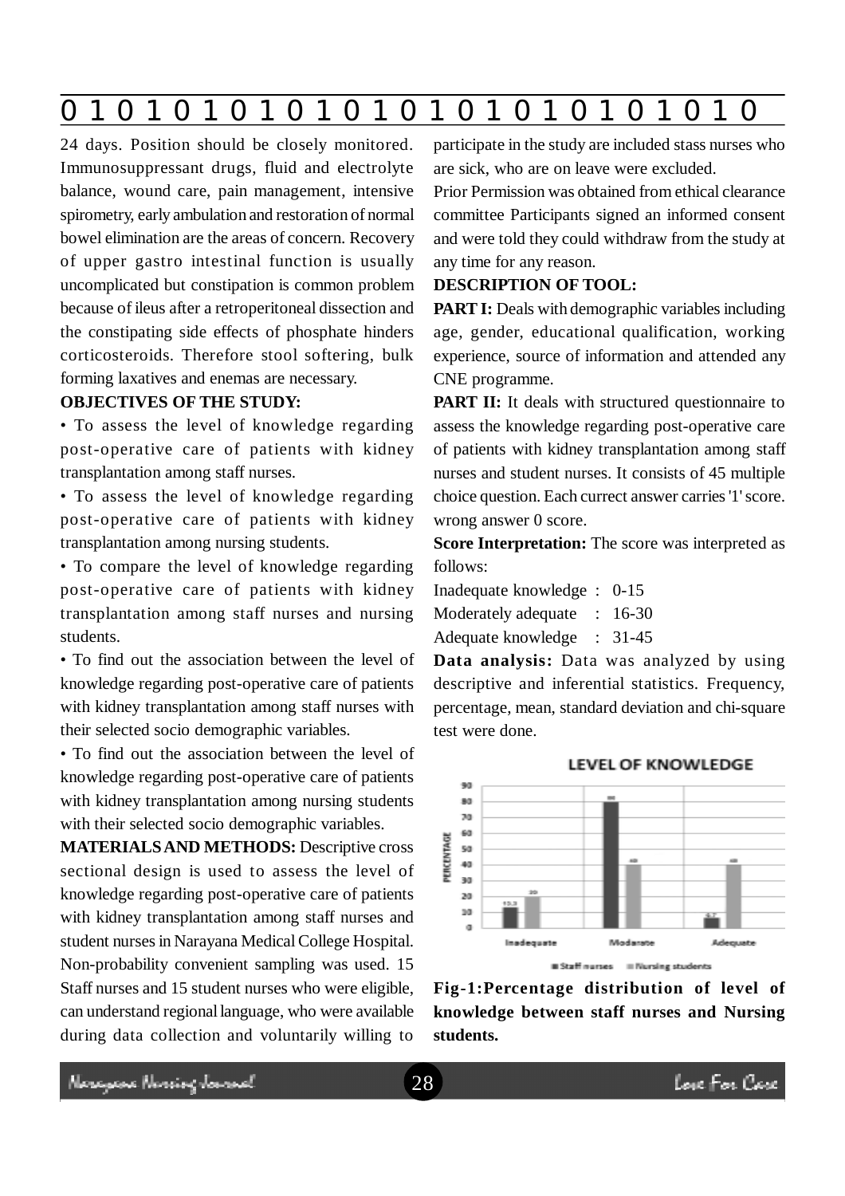24 days. Position should be closely monitored. Immunosuppressant drugs, fluid and electrolyte balance, wound care, pain management, intensive spirometry, early ambulation and restoration of normal bowel elimination are the areas of concern. Recovery of upper gastro intestinal function is usually uncomplicated but constipation is common problem because of ileus after a retroperitoneal dissection and the constipating side effects of phosphate hinders corticosteroids. Therefore stool softering, bulk forming laxatives and enemas are necessary.

**OBJECTIVES OF THE STUDY:**

- To assess the level of knowledge regarding post-operative care of patients with kidney transplantation among staff nurses.
- To assess the level of knowledge regarding post-operative care of patients with kidney transplantation among nursing students.
- To compare the level of knowledge regarding post-operative care of patients with kidney transplantation among staff nurses and nursing students.
- To find out the association between the level of knowledge regarding post-operative care of patients with kidney transplantation among staff nurses with their selected socio demographic variables.
- To find out the association between the level of knowledge regarding post-operative care of patients with kidney transplantation among nursing students with their selected socio demographic variables.

**MATERIALS AND METHODS:** Descriptive cross sectional design is used to assess the level of knowledge regarding post-operative care of patients with kidney transplantation among staff nurses and student nurses in Narayana Medical College Hospital. Non-probability convenient sampling was used. 15 Staff nurses and 15 student nurses who were eligible, can understand regional language, who were available during data collection and voluntarily willing to participate in the study are included stass nurses who are sick, who are on leave were excluded.

Prior Permission was obtained from ethical clearance committee Participants signed an informed consent and were told they could withdraw from the study at any time for any reason.

**DESCRIPTION OF TOOL:**

**PART I:** Deals with demographic variables including age, gender, educational qualification, working experience, source of information and attended any CNE programme.

**PART II:** It deals with structured questionnaire to assess the knowledge regarding post-operative care of patients with kidney transplantation among staff nurses and student nurses. It consists of 45 multiple choice question. Each currect answer carries '1' score. wrong answer 0 score.

**Score Interpretation:** The score was interpreted as follows:

Inadequate knowledge : 0-15

Moderately adequate : 16-30

Adequate knowledge : 31-45

**Data analysis:** Data was analyzed by using descriptive and inferential statistics. Frequency, percentage, mean, standard deviation and chi-square test were done.

**Fig-1:Percentage distribution of level of knowledge between staff nurses and Nursing students.**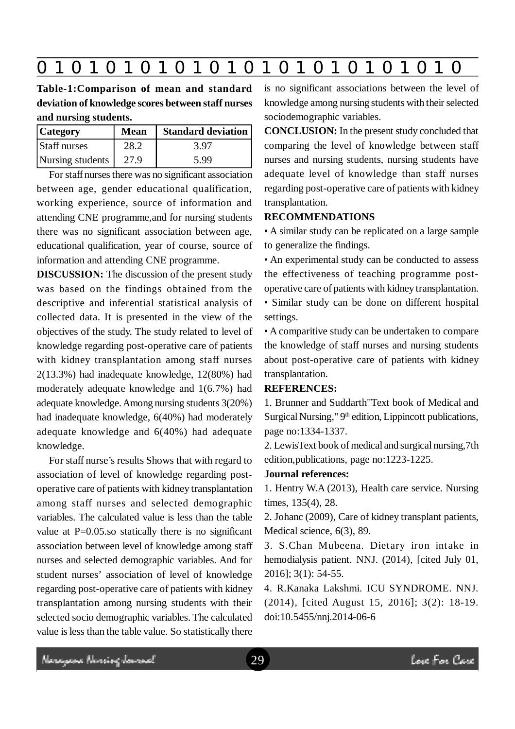**Table-1:Comparison of mean and standard deviation of knowledge scores between staff nurses and nursing students.**

| Category | Mean | Standard deviation |
|---|---|---|
| Staff nurses | 28.2 | 3.97 |
| Nursing students | 27.9 | 5.99 |

For staff nurses there was no significant association between age, gender educational qualification, working experience, source of information and attending CNE programme,and for nursing students there was no significant association between age, educational qualification, year of course, source of information and attending CNE programme.

**DISCUSSION:** The discussion of the present study was based on the findings obtained from the descriptive and inferential statistical analysis of collected data. It is presented in the view of the objectives of the study. The study related to level of knowledge regarding post-operative care of patients with kidney transplantation among staff nurses 2(13.3%) had inadequate knowledge, 12(80%) had moderately adequate knowledge and 1(6.7%) had adequate knowledge. Among nursing students 3(20%) had inadequate knowledge, 6(40%) had moderately adequate knowledge and 6(40%) had adequate knowledge.

For staff nurse's results Shows that with regard to association of level of knowledge regarding post-operative care of patients with kidney transplantation among staff nurses and selected demographic variables. The calculated value is less than the table value at P=0.05.so statically there is no significant association between level of knowledge among staff nurses and selected demographic variables. And for student nurses' association of level of knowledge regarding post-operative care of patients with kidney transplantation among nursing students with their selected socio demographic variables. The calculated value is less than the table value. So statistically there is no significant associations between the level of knowledge among nursing students with their selected sociodemographic variables.

**CONCLUSION:** In the present study concluded that comparing the level of knowledge between staff nurses and nursing students, nursing students have adequate level of knowledge than staff nurses regarding post-operative care of patients with kidney transplantation.

**RECOMMENDATIONS**

- A similar study can be replicated on a large sample to generalize the findings.
- An experimental study can be conducted to assess the effectiveness of teaching programme post-operative care of patients with kidney transplantation.
- Similar study can be done on different hospital settings.
- A comparitive study can be undertaken to compare the knowledge of staff nurses and nursing students about post-operative care of patients with kidney transplantation.

**REFERENCES:**

1. Brunner and Suddarth"Text book of Medical and Surgical Nursing," 9th edition, Lippincott publications, page no:1334-1337.
2. LewisText book of medical and surgical nursing,7th edition,publications, page no:1223-1225.

**Journal references:**

1. Hentry W.A (2013), Health care service. Nursing times, 135(4), 28.
2. Johanc (2009), Care of kidney transplant patients, Medical science, 6(3), 89.
3. S.Chan Mubeena. Dietary iron intake in hemodialysis patient. NNJ. (2014), [cited July 01, 2016]; 3(1): 54-55.
4. R.Kanaka Lakshmi. ICU SYNDROME. NNJ. (2014), [cited August 15, 2016]; 3(2): 18-19. doi:10.5455/nnj.2014-06-6